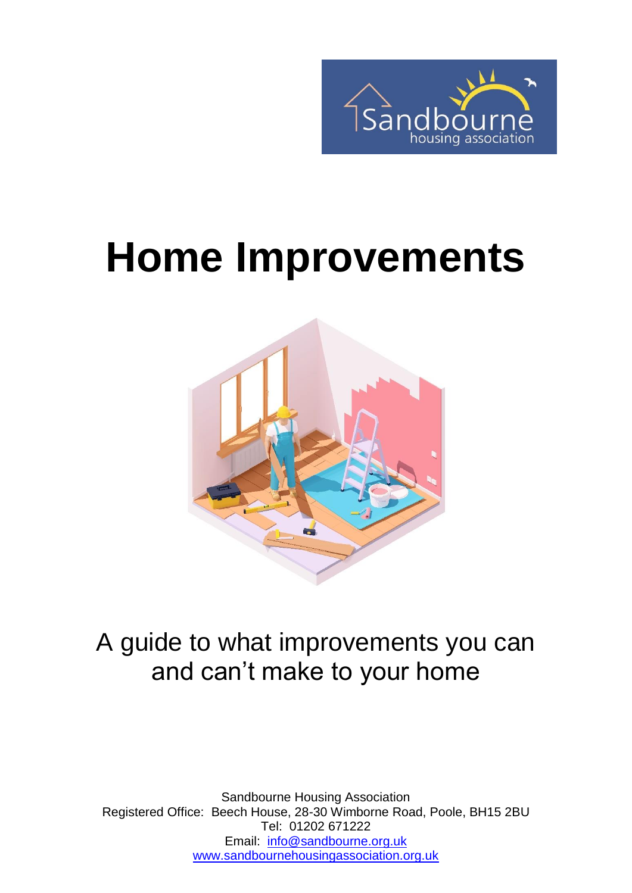Sandbourne housing association

# Home Improvements

A guide to what improvements you can and can't make to your home

Sandbourne Housing Association
Registered Office: Beech House, 28-30 Wimborne Road, Poole, BH15 2BU
Tel: 01202 671222
Email: info@sandbourne.org.uk
www.sandbournehousingassociation.org.uk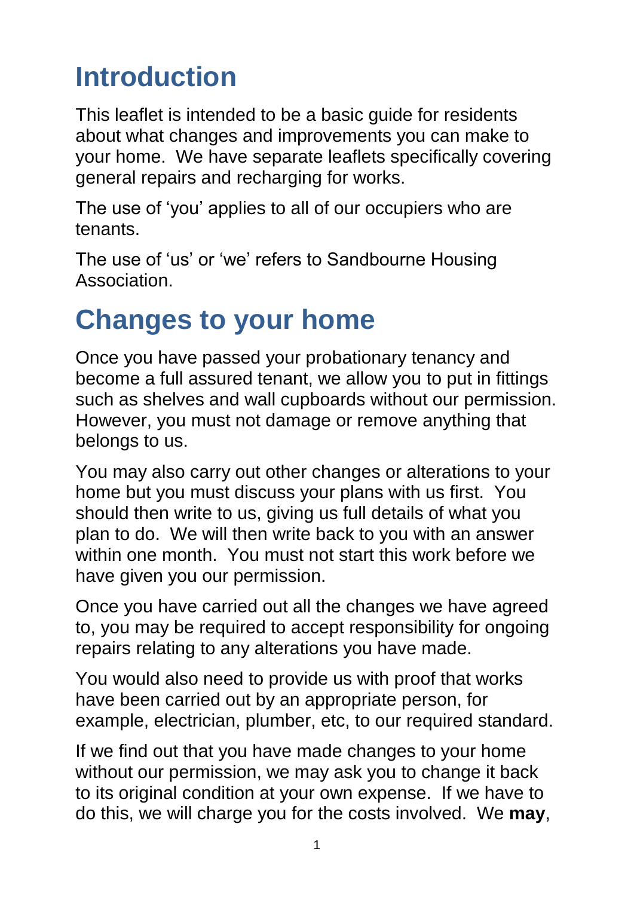# Introduction

This leaflet is intended to be a basic guide for residents about what changes and improvements you can make to your home. We have separate leaflets specifically covering general repairs and recharging for works.

The use of 'you' applies to all of our occupiers who are tenants.

The use of 'us' or 'we' refers to Sandbourne Housing Association.

# Changes to your home

Once you have passed your probationary tenancy and become a full assured tenant, we allow you to put in fittings such as shelves and wall cupboards without our permission. However, you must not damage or remove anything that belongs to us.

You may also carry out other changes or alterations to your home but you must discuss your plans with us first. You should then write to us, giving us full details of what you plan to do. We will then write back to you with an answer within one month. You must not start this work before we have given you our permission.

Once you have carried out all the changes we have agreed to, you may be required to accept responsibility for ongoing repairs relating to any alterations you have made.

You would also need to provide us with proof that works have been carried out by an appropriate person, for example, electrician, plumber, etc, to our required standard.

If we find out that you have made changes to your home without our permission, we may ask you to change it back to its original condition at your own expense. If we have to do this, we will charge you for the costs involved. We **may**,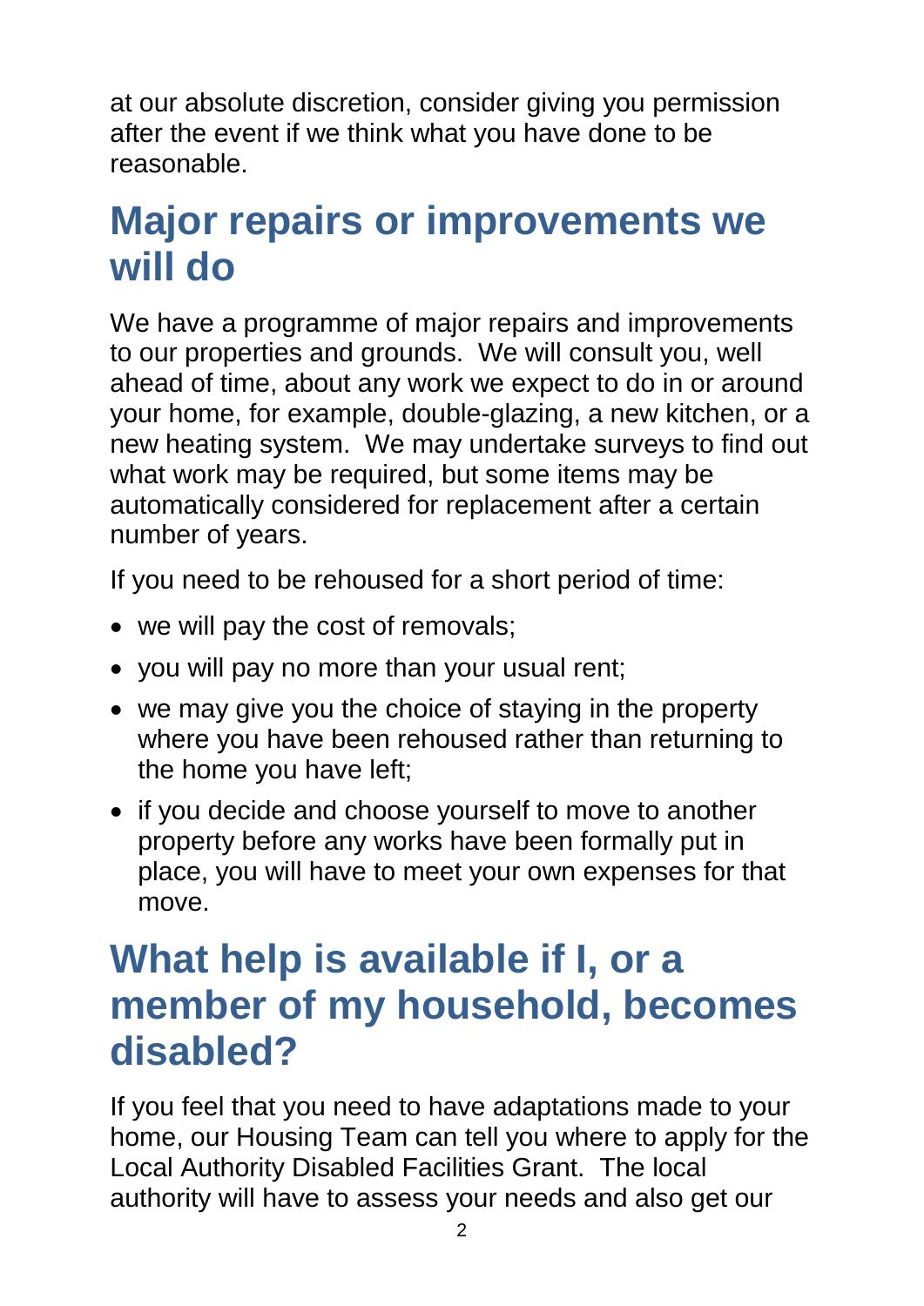at our absolute discretion, consider giving you permission after the event if we think what you have done to be reasonable.

## Major repairs or improvements we will do

We have a programme of major repairs and improvements to our properties and grounds. We will consult you, well ahead of time, about any work we expect to do in or around your home, for example, double-glazing, a new kitchen, or a new heating system. We may undertake surveys to find out what work may be required, but some items may be automatically considered for replacement after a certain number of years.

If you need to be rehoused for a short period of time:

- we will pay the cost of removals;
- you will pay no more than your usual rent;
- we may give you the choice of staying in the property where you have been rehoused rather than returning to the home you have left;
- if you decide and choose yourself to move to another property before any works have been formally put in place, you will have to meet your own expenses for that move.

## What help is available if I, or a member of my household, becomes disabled?

If you feel that you need to have adaptations made to your home, our Housing Team can tell you where to apply for the Local Authority Disabled Facilities Grant. The local authority will have to assess your needs and also get our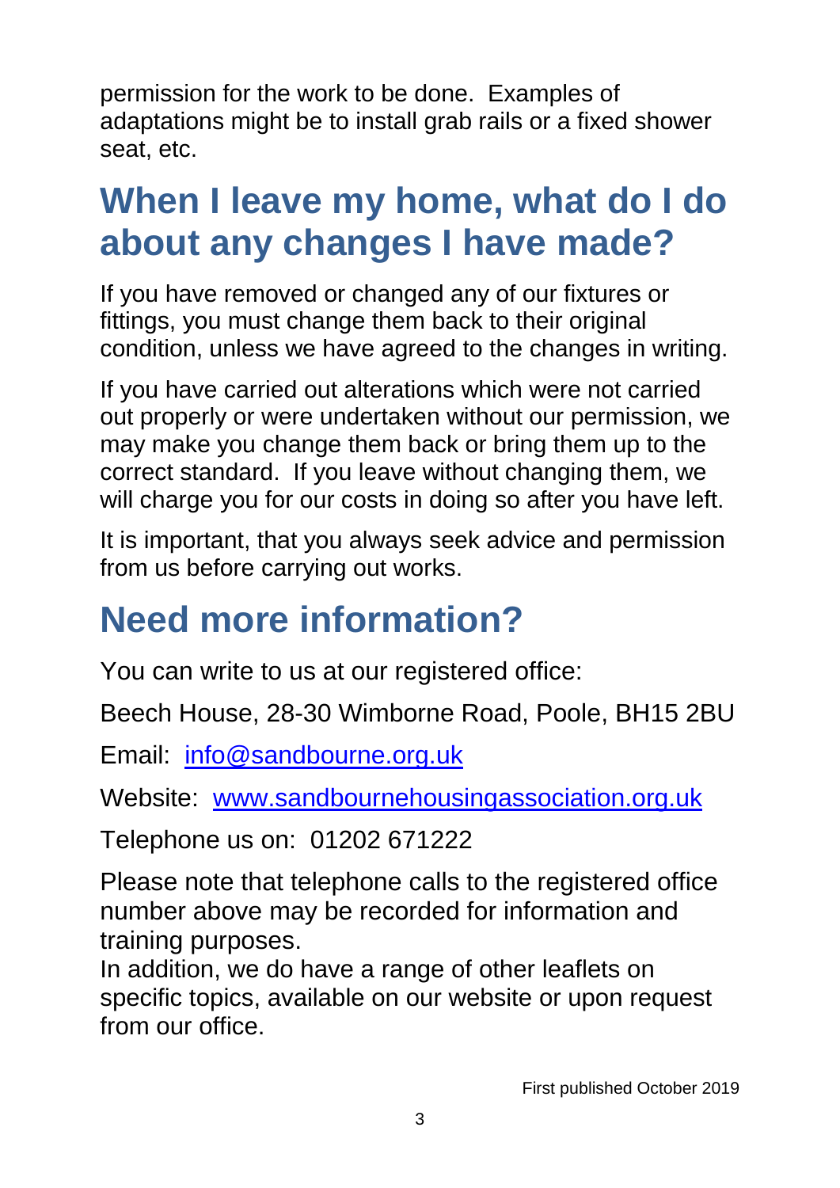permission for the work to be done. Examples of adaptations might be to install grab rails or a fixed shower seat, etc.

## When I leave my home, what do I do about any changes I have made?

If you have removed or changed any of our fixtures or fittings, you must change them back to their original condition, unless we have agreed to the changes in writing.

If you have carried out alterations which were not carried out properly or were undertaken without our permission, we may make you change them back or bring them up to the correct standard. If you leave without changing them, we will charge you for our costs in doing so after you have left.

It is important, that you always seek advice and permission from us before carrying out works.

## Need more information?

You can write to us at our registered office:

Beech House, 28-30 Wimborne Road, Poole, BH15 2BU

Email: [info@sandbourne.org.uk](mailto:info@sandbourne.org.uk)

Website: [www.sandbournehousingassociation.org.uk](http://www.sandbournehousingassociation.org.uk)

Telephone us on: 01202 671222

Please note that telephone calls to the registered office number above may be recorded for information and training purposes.
In addition, we do have a range of other leaflets on specific topics, available on our website or upon request from our office.

First published October 2019